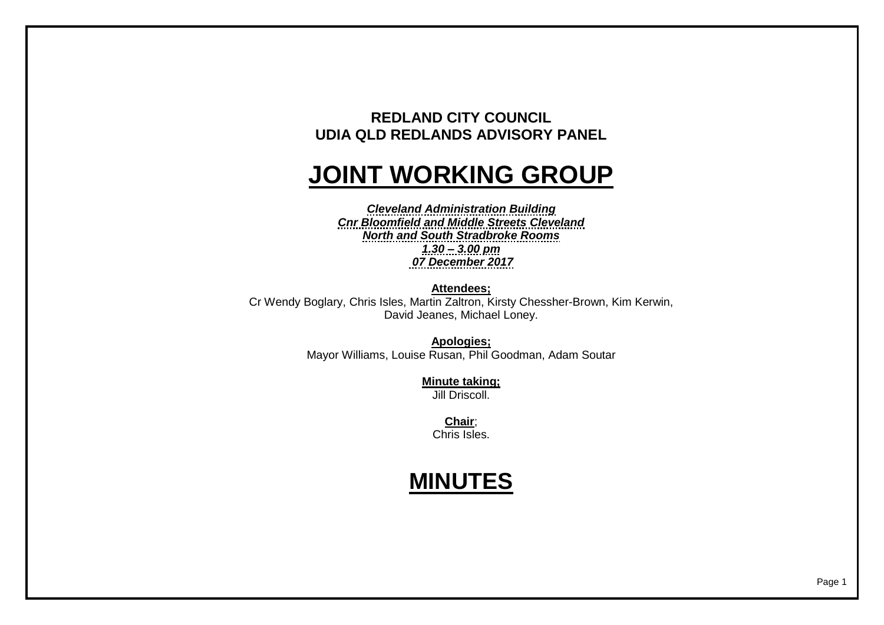**REDLAND CITY COUNCIL**
**UDIA QLD REDLANDS ADVISORY PANEL**

# JOINT WORKING GROUP

***Cleveland Administration Building***
***Cnr Bloomfield and Middle Streets Cleveland***
***North and South Stradbroke Rooms***
***1.30 – 3.00 pm***
***07 December 2017***

**Attendees;**
Cr Wendy Boglary, Chris Isles, Martin Zaltron, Kirsty Chessher-Brown, Kim Kerwin, David Jeanes, Michael Loney.

**Apologies;**
Mayor Williams, Louise Rusan, Phil Goodman, Adam Soutar

**Minute taking;**
Jill Driscoll.

**Chair**;
Chris Isles.

# MINUTES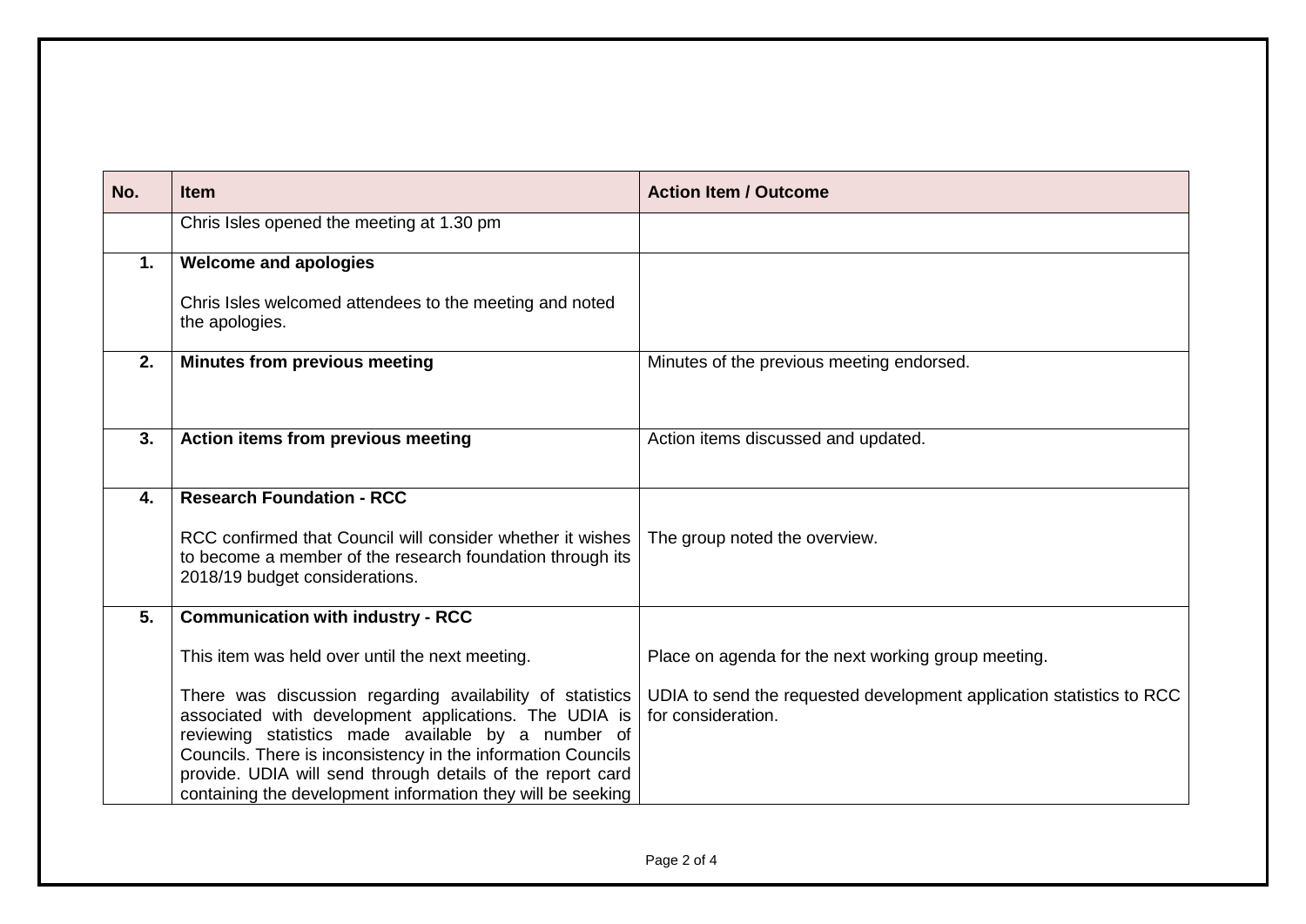| No. | Item | Action Item / Outcome |
|---|---|---|
| | Chris Isles opened the meeting at 1.30 pm | |
| **1.** | **Welcome and apologies**<br><br>Chris Isles welcomed attendees to the meeting and noted the apologies. | |
| **2.** | **Minutes from previous meeting** | Minutes of the previous meeting endorsed. |
| **3.** | **Action items from previous meeting** | Action items discussed and updated. |
| **4.** | **Research Foundation - RCC**<br><br>RCC confirmed that Council will consider whether it wishes to become a member of the research foundation through its 2018/19 budget considerations. | The group noted the overview. |
| **5.** | **Communication with industry - RCC**<br><br>This item was held over until the next meeting.<br><br>There was discussion regarding availability of statistics associated with development applications. The UDIA is reviewing statistics made available by a number of Councils. There is inconsistency in the information Councils provide. UDIA will send through details of the report card containing the development information they will be seeking | Place on agenda for the next working group meeting.<br><br>UDIA to send the requested development application statistics to RCC for consideration. |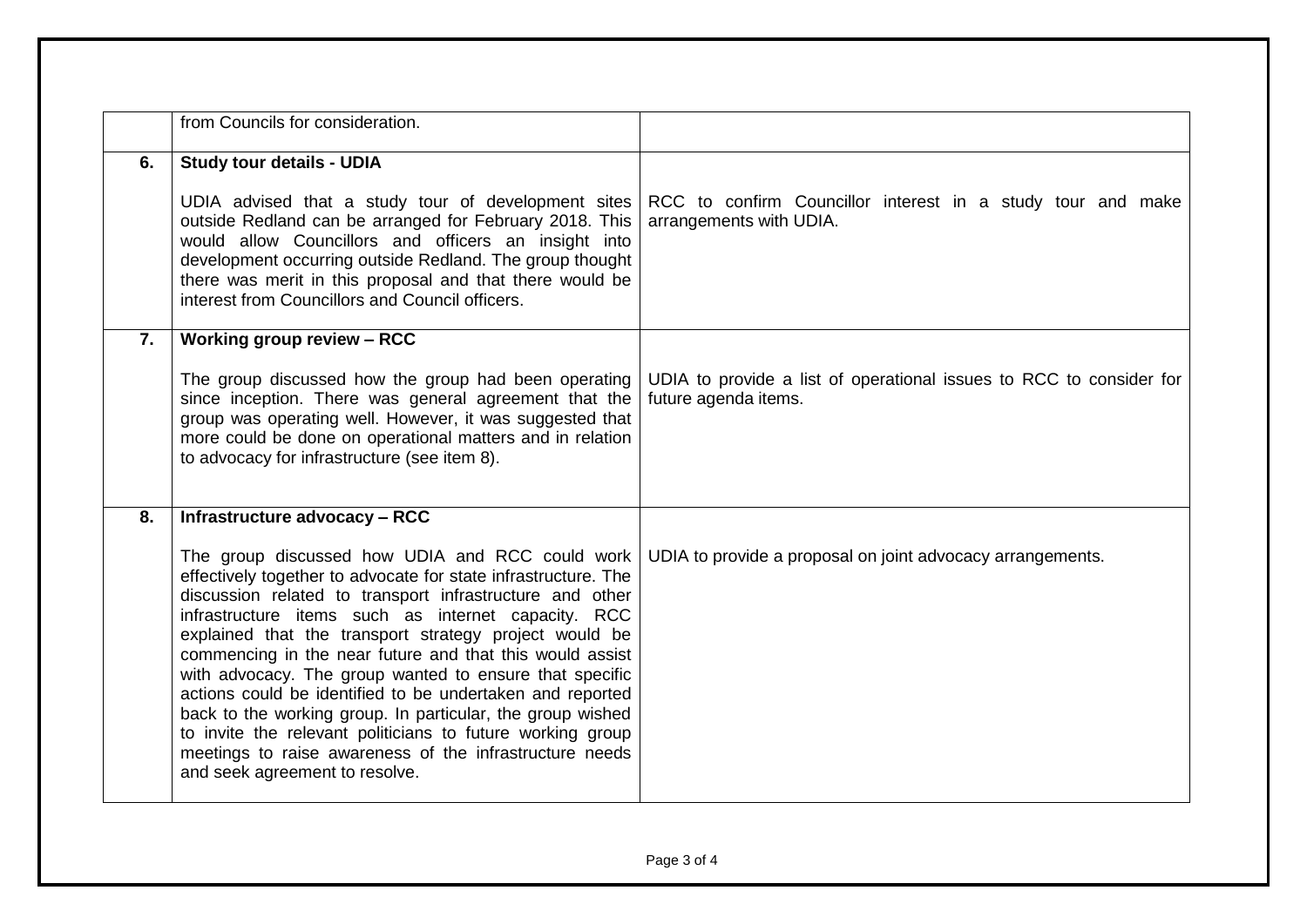| | | |
|---|---|---|
| | from Councils for consideration. | |
| **6.** | **Study tour details - UDIA**<br><br>UDIA advised that a study tour of development sites outside Redland can be arranged for February 2018. This would allow Councillors and officers an insight into development occurring outside Redland. The group thought there was merit in this proposal and that there would be interest from Councillors and Council officers. | RCC to confirm Councillor interest in a study tour and make arrangements with UDIA. |
| **7.** | **Working group review – RCC**<br><br>The group discussed how the group had been operating since inception. There was general agreement that the group was operating well. However, it was suggested that more could be done on operational matters and in relation to advocacy for infrastructure (see item 8). | UDIA to provide a list of operational issues to RCC to consider for future agenda items. |
| **8.** | **Infrastructure advocacy – RCC**<br><br>The group discussed how UDIA and RCC could work effectively together to advocate for state infrastructure. The discussion related to transport infrastructure and other infrastructure items such as internet capacity. RCC explained that the transport strategy project would be commencing in the near future and that this would assist with advocacy. The group wanted to ensure that specific actions could be identified to be undertaken and reported back to the working group. In particular, the group wished to invite the relevant politicians to future working group meetings to raise awareness of the infrastructure needs and seek agreement to resolve. | UDIA to provide a proposal on joint advocacy arrangements. |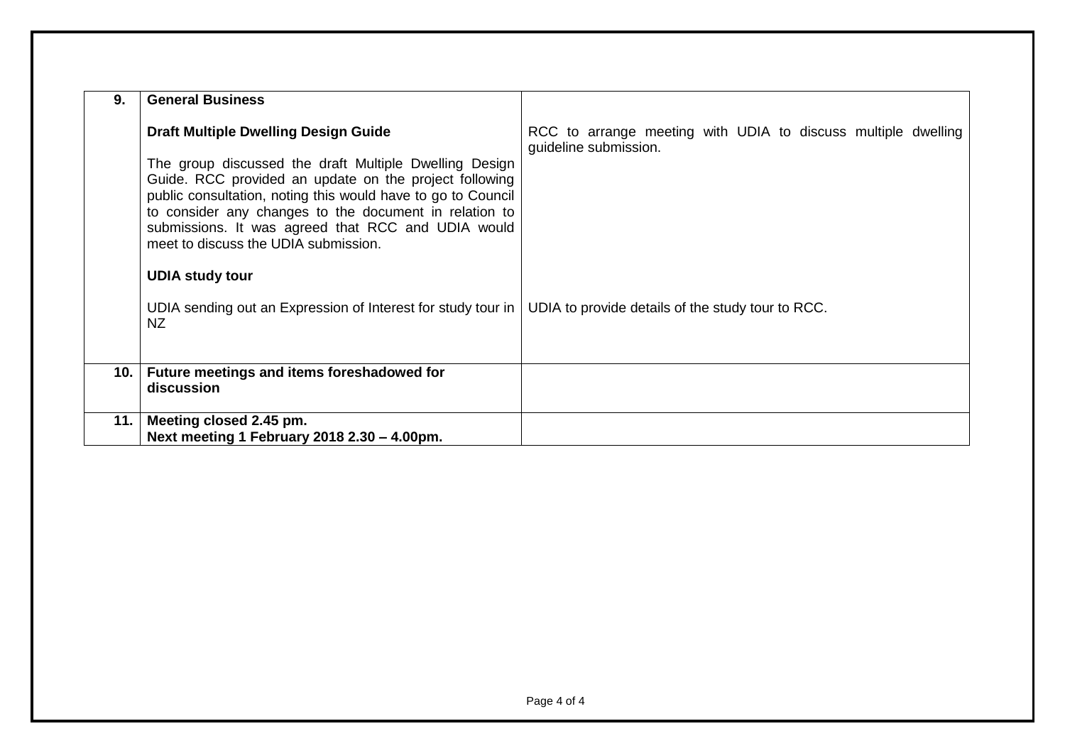| | | |
|---|---|---|
| **9.** | **General Business**<br><br>**Draft Multiple Dwelling Design Guide**<br><br>The group discussed the draft Multiple Dwelling Design Guide. RCC provided an update on the project following public consultation, noting this would have to go to Council to consider any changes to the document in relation to submissions. It was agreed that RCC and UDIA would meet to discuss the UDIA submission.<br><br>**UDIA study tour**<br><br>UDIA sending out an Expression of Interest for study tour in NZ | RCC to arrange meeting with UDIA to discuss multiple dwelling guideline submission.<br><br>UDIA to provide details of the study tour to RCC. |
| **10.** | **Future meetings and items foreshadowed for discussion** | |
| **11.** | **Meeting closed 2.45 pm.**<br>**Next meeting 1 February 2018 2.30 – 4.00pm.** | |